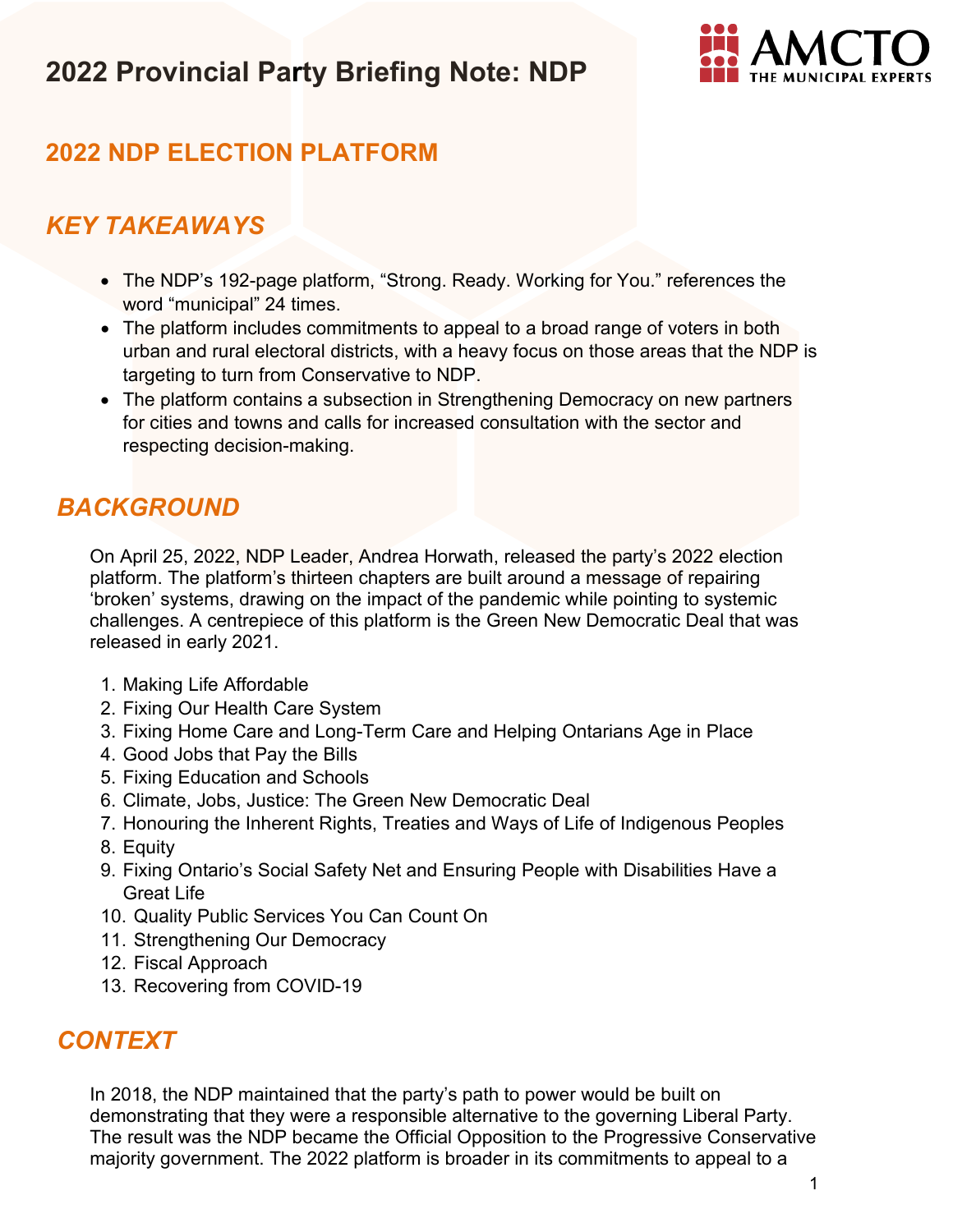# 2022 Provincial Party Briefing Note: NDP

## 2022 NDP ELECTION PLATFORM

## *KEY TAKEAWAYS*

- The NDP's 192-page platform, "Strong. Ready. Working for You." references the word "municipal" 24 times.
- The platform includes commitments to appeal to a broad range of voters in both urban and rural electoral districts, with a heavy focus on those areas that the NDP is targeting to turn from Conservative to NDP.
- The platform contains a subsection in Strengthening Democracy on new partners for cities and towns and calls for increased consultation with the sector and respecting decision-making.

## *BACKGROUND*

On April 25, 2022, NDP Leader, Andrea Horwath, released the party's 2022 election platform. The platform's thirteen chapters are built around a message of repairing 'broken' systems, drawing on the impact of the pandemic while pointing to systemic challenges. A centrepiece of this platform is the Green New Democratic Deal that was released in early 2021.

1. Making Life Affordable
2. Fixing Our Health Care System
3. Fixing Home Care and Long-Term Care and Helping Ontarians Age in Place
4. Good Jobs that Pay the Bills
5. Fixing Education and Schools
6. Climate, Jobs, Justice: The Green New Democratic Deal
7. Honouring the Inherent Rights, Treaties and Ways of Life of Indigenous Peoples
8. Equity
9. Fixing Ontario's Social Safety Net and Ensuring People with Disabilities Have a Great Life
10. Quality Public Services You Can Count On
11. Strengthening Our Democracy
12. Fiscal Approach
13. Recovering from COVID-19

## *CONTEXT*

In 2018, the NDP maintained that the party's path to power would be built on demonstrating that they were a responsible alternative to the governing Liberal Party. The result was the NDP became the Official Opposition to the Progressive Conservative majority government. The 2022 platform is broader in its commitments to appeal to a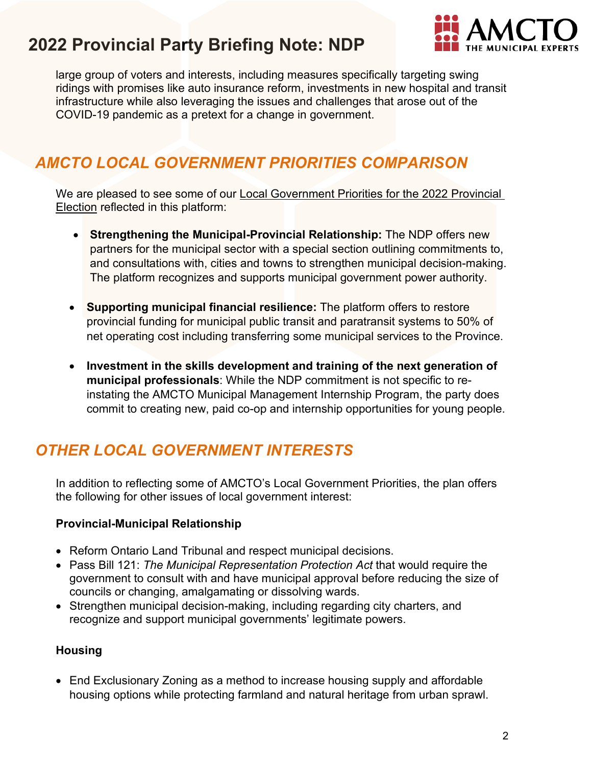large group of voters and interests, including measures specifically targeting swing ridings with promises like auto insurance reform, investments in new hospital and transit infrastructure while also leveraging the issues and challenges that arose out of the COVID-19 pandemic as a pretext for a change in government.

## *AMCTO LOCAL GOVERNMENT PRIORITIES COMPARISON*

We are pleased to see some of our Local Government Priorities for the 2022 Provincial Election reflected in this platform:

- **Strengthening the Municipal-Provincial Relationship:** The NDP offers new partners for the municipal sector with a special section outlining commitments to, and consultations with, cities and towns to strengthen municipal decision-making. The platform recognizes and supports municipal government power authority.

- **Supporting municipal financial resilience:** The platform offers to restore provincial funding for municipal public transit and paratransit systems to 50% of net operating cost including transferring some municipal services to the Province.

- **Investment in the skills development and training of the next generation of municipal professionals**: While the NDP commitment is not specific to re-instating the AMCTO Municipal Management Internship Program, the party does commit to creating new, paid co-op and internship opportunities for young people.

## *OTHER LOCAL GOVERNMENT INTERESTS*

In addition to reflecting some of AMCTO's Local Government Priorities, the plan offers the following for other issues of local government interest:

**Provincial-Municipal Relationship**

- Reform Ontario Land Tribunal and respect municipal decisions.
- Pass Bill 121: *The Municipal Representation Protection Act* that would require the government to consult with and have municipal approval before reducing the size of councils or changing, amalgamating or dissolving wards.
- Strengthen municipal decision-making, including regarding city charters, and recognize and support municipal governments' legitimate powers.

**Housing**

- End Exclusionary Zoning as a method to increase housing supply and affordable housing options while protecting farmland and natural heritage from urban sprawl.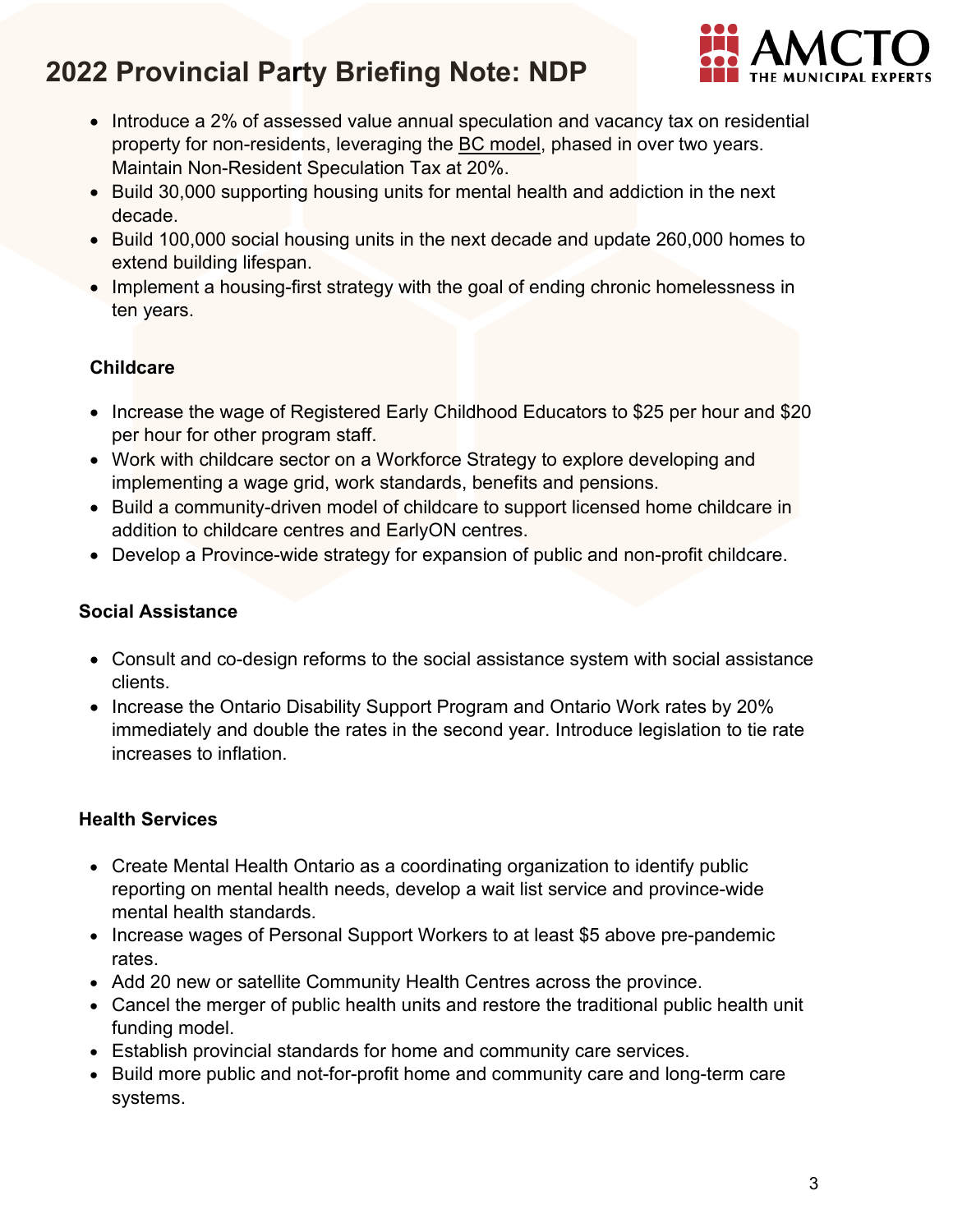- Introduce a 2% of assessed value annual speculation and vacancy tax on residential property for non-residents, leveraging the BC model, phased in over two years. Maintain Non-Resident Speculation Tax at 20%.
- Build 30,000 supporting housing units for mental health and addiction in the next decade.
- Build 100,000 social housing units in the next decade and update 260,000 homes to extend building lifespan.
- Implement a housing-first strategy with the goal of ending chronic homelessness in ten years.

**Childcare**

- Increase the wage of Registered Early Childhood Educators to $25 per hour and $20 per hour for other program staff.
- Work with childcare sector on a Workforce Strategy to explore developing and implementing a wage grid, work standards, benefits and pensions.
- Build a community-driven model of childcare to support licensed home childcare in addition to childcare centres and EarlyON centres.
- Develop a Province-wide strategy for expansion of public and non-profit childcare.

**Social Assistance**

- Consult and co-design reforms to the social assistance system with social assistance clients.
- Increase the Ontario Disability Support Program and Ontario Work rates by 20% immediately and double the rates in the second year. Introduce legislation to tie rate increases to inflation.

**Health Services**

- Create Mental Health Ontario as a coordinating organization to identify public reporting on mental health needs, develop a wait list service and province-wide mental health standards.
- Increase wages of Personal Support Workers to at least $5 above pre-pandemic rates.
- Add 20 new or satellite Community Health Centres across the province.
- Cancel the merger of public health units and restore the traditional public health unit funding model.
- Establish provincial standards for home and community care services.
- Build more public and not-for-profit home and community care and long-term care systems.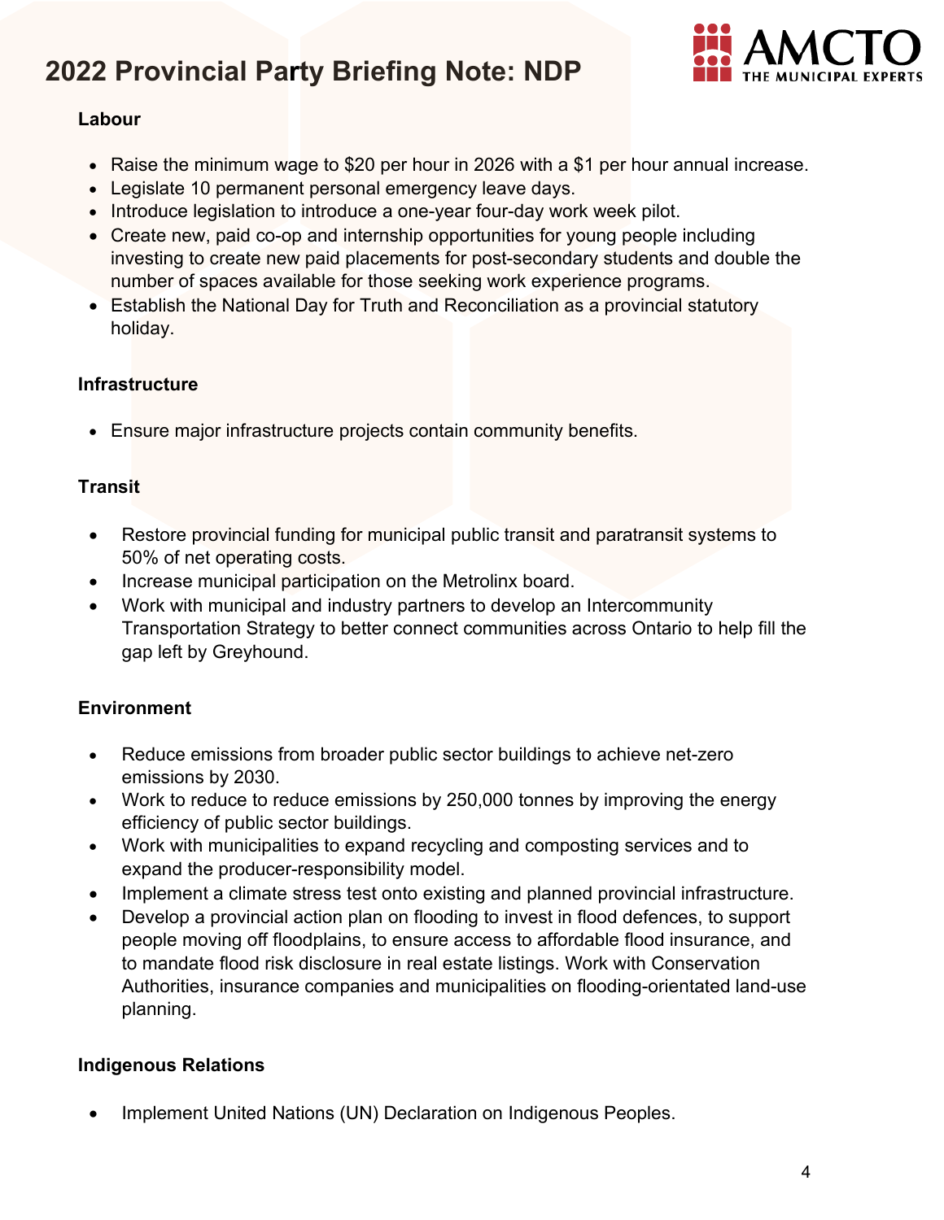# 2022 Provincial Party Briefing Note: NDP

### Labour

- Raise the minimum wage to $20 per hour in 2026 with a $1 per hour annual increase.
- Legislate 10 permanent personal emergency leave days.
- Introduce legislation to introduce a one-year four-day work week pilot.
- Create new, paid co-op and internship opportunities for young people including investing to create new paid placements for post-secondary students and double the number of spaces available for those seeking work experience programs.
- Establish the National Day for Truth and Reconciliation as a provincial statutory holiday.

### Infrastructure

- Ensure major infrastructure projects contain community benefits.

### Transit

- Restore provincial funding for municipal public transit and paratransit systems to 50% of net operating costs.
- Increase municipal participation on the Metrolinx board.
- Work with municipal and industry partners to develop an Intercommunity Transportation Strategy to better connect communities across Ontario to help fill the gap left by Greyhound.

### Environment

- Reduce emissions from broader public sector buildings to achieve net-zero emissions by 2030.
- Work to reduce to reduce emissions by 250,000 tonnes by improving the energy efficiency of public sector buildings.
- Work with municipalities to expand recycling and composting services and to expand the producer-responsibility model.
- Implement a climate stress test onto existing and planned provincial infrastructure.
- Develop a provincial action plan on flooding to invest in flood defences, to support people moving off floodplains, to ensure access to affordable flood insurance, and to mandate flood risk disclosure in real estate listings. Work with Conservation Authorities, insurance companies and municipalities on flooding-orientated land-use planning.

### Indigenous Relations

- Implement United Nations (UN) Declaration on Indigenous Peoples.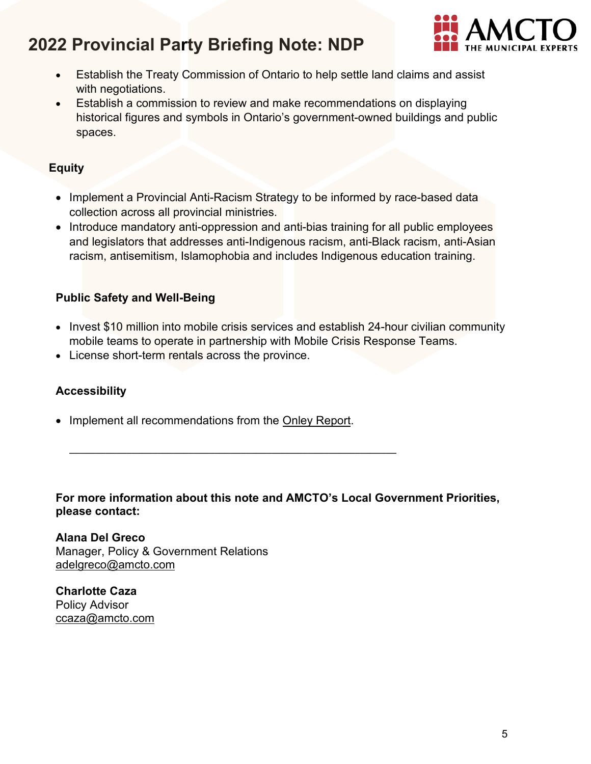- Establish the Treaty Commission of Ontario to help settle land claims and assist with negotiations.
- Establish a commission to review and make recommendations on displaying historical figures and symbols in Ontario's government-owned buildings and public spaces.

### Equity

- Implement a Provincial Anti-Racism Strategy to be informed by race-based data collection across all provincial ministries.
- Introduce mandatory anti-oppression and anti-bias training for all public employees and legislators that addresses anti-Indigenous racism, anti-Black racism, anti-Asian racism, antisemitism, Islamophobia and includes Indigenous education training.

### Public Safety and Well-Being

- Invest $10 million into mobile crisis services and establish 24-hour civilian community mobile teams to operate in partnership with Mobile Crisis Response Teams.
- License short-term rentals across the province.

### Accessibility

- Implement all recommendations from the Onley Report.

---

**For more information about this note and AMCTO's Local Government Priorities, please contact:**

**Alana Del Greco**
Manager, Policy & Government Relations
adelgreco@amcto.com

**Charlotte Caza**
Policy Advisor
ccaza@amcto.com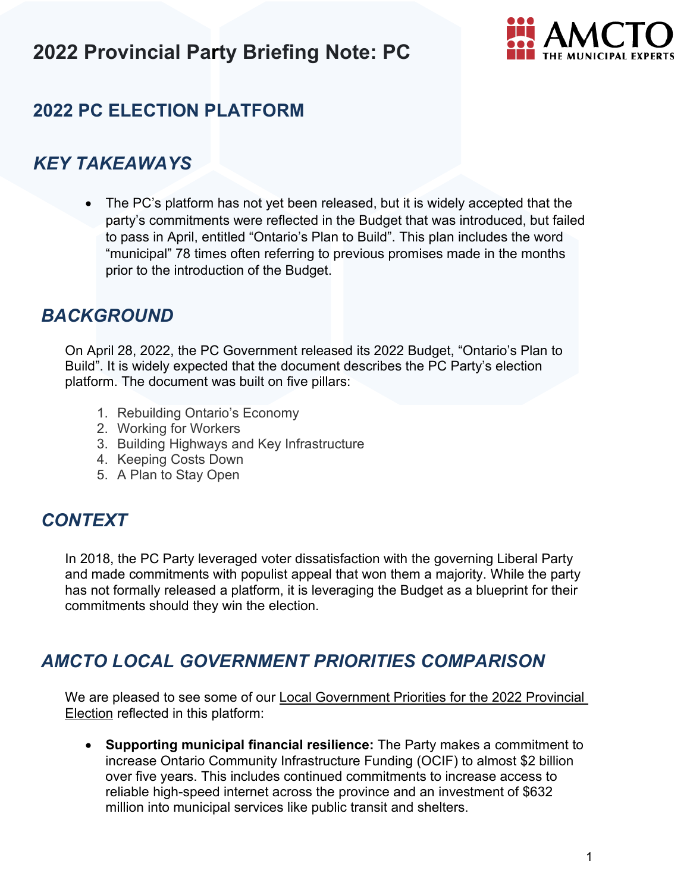# 2022 Provincial Party Briefing Note: PC

## 2022 PC ELECTION PLATFORM

### *KEY TAKEAWAYS*

- The PC's platform has not yet been released, but it is widely accepted that the party's commitments were reflected in the Budget that was introduced, but failed to pass in April, entitled "Ontario's Plan to Build". This plan includes the word "municipal" 78 times often referring to previous promises made in the months prior to the introduction of the Budget.

### *BACKGROUND*

On April 28, 2022, the PC Government released its 2022 Budget, "Ontario's Plan to Build". It is widely expected that the document describes the PC Party's election platform. The document was built on five pillars:

1. Rebuilding Ontario's Economy
2. Working for Workers
3. Building Highways and Key Infrastructure
4. Keeping Costs Down
5. A Plan to Stay Open

### *CONTEXT*

In 2018, the PC Party leveraged voter dissatisfaction with the governing Liberal Party and made commitments with populist appeal that won them a majority. While the party has not formally released a platform, it is leveraging the Budget as a blueprint for their commitments should they win the election.

### *AMCTO LOCAL GOVERNMENT PRIORITIES COMPARISON*

We are pleased to see some of our Local Government Priorities for the 2022 Provincial Election reflected in this platform:

- **Supporting municipal financial resilience:** The Party makes a commitment to increase Ontario Community Infrastructure Funding (OCIF) to almost $2 billion over five years. This includes continued commitments to increase access to reliable high-speed internet across the province and an investment of $632 million into municipal services like public transit and shelters.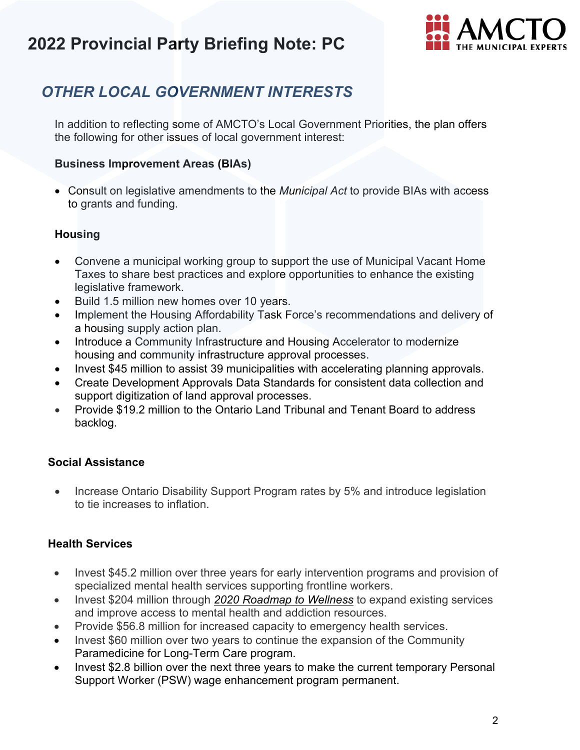# 2022 Provincial Party Briefing Note: PC

## *OTHER LOCAL GOVERNMENT INTERESTS*

In addition to reflecting some of AMCTO's Local Government Priorities, the plan offers the following for other issues of local government interest:

**Business Improvement Areas (BIAs)**

- Consult on legislative amendments to the *Municipal Act* to provide BIAs with access to grants and funding.

**Housing**

- Convene a municipal working group to support the use of Municipal Vacant Home Taxes to share best practices and explore opportunities to enhance the existing legislative framework.
- Build 1.5 million new homes over 10 years.
- Implement the Housing Affordability Task Force's recommendations and delivery of a housing supply action plan.
- Introduce a Community Infrastructure and Housing Accelerator to modernize housing and community infrastructure approval processes.
- Invest $45 million to assist 39 municipalities with accelerating planning approvals.
- Create Development Approvals Data Standards for consistent data collection and support digitization of land approval processes.
- Provide $19.2 million to the Ontario Land Tribunal and Tenant Board to address backlog.

**Social Assistance**

- Increase Ontario Disability Support Program rates by 5% and introduce legislation to tie increases to inflation.

**Health Services**

- Invest $45.2 million over three years for early intervention programs and provision of specialized mental health services supporting frontline workers.
- Invest $204 million through *2020 Roadmap to Wellness* to expand existing services and improve access to mental health and addiction resources.
- Provide $56.8 million for increased capacity to emergency health services.
- Invest $60 million over two years to continue the expansion of the Community Paramedicine for Long-Term Care program.
- Invest $2.8 billion over the next three years to make the current temporary Personal Support Worker (PSW) wage enhancement program permanent.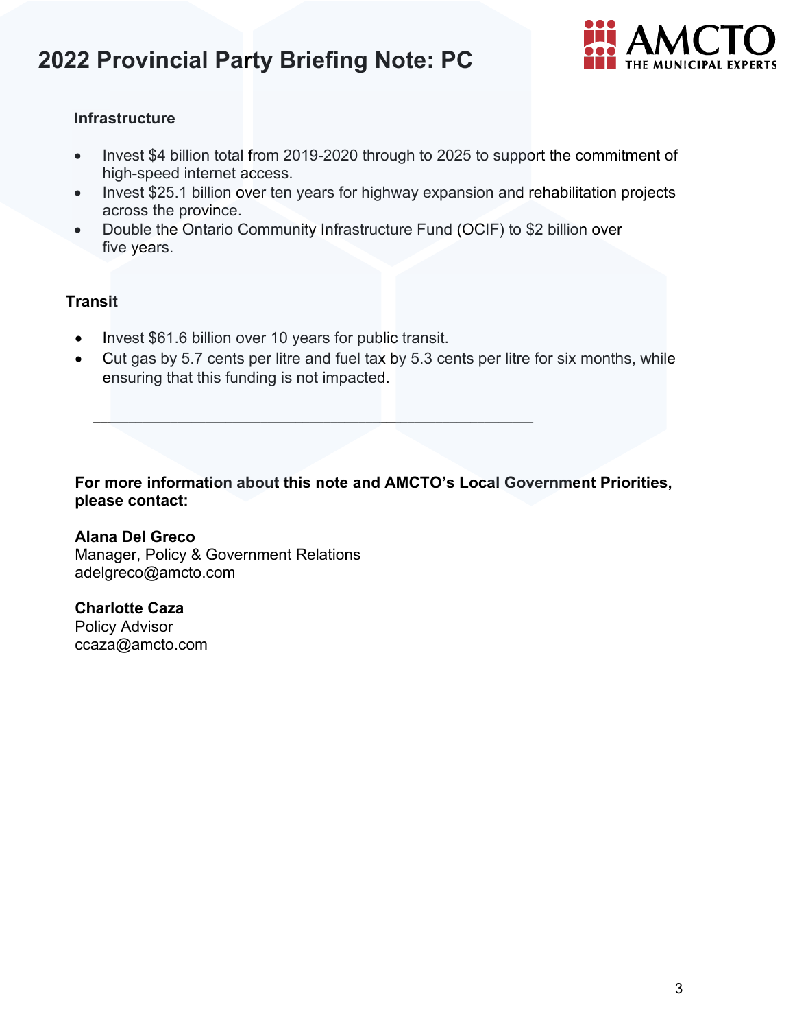### Infrastructure

- Invest $4 billion total from 2019-2020 through to 2025 to support the commitment of high-speed internet access.
- Invest $25.1 billion over ten years for highway expansion and rehabilitation projects across the province.
- Double the Ontario Community Infrastructure Fund (OCIF) to $2 billion over five years.

### Transit

- Invest $61.6 billion over 10 years for public transit.
- Cut gas by 5.7 cents per litre and fuel tax by 5.3 cents per litre for six months, while ensuring that this funding is not impacted.

---

**For more information about this note and AMCTO's Local Government Priorities, please contact:**

**Alana Del Greco**
Manager, Policy & Government Relations
adelgreco@amcto.com

**Charlotte Caza**
Policy Advisor
ccaza@amcto.com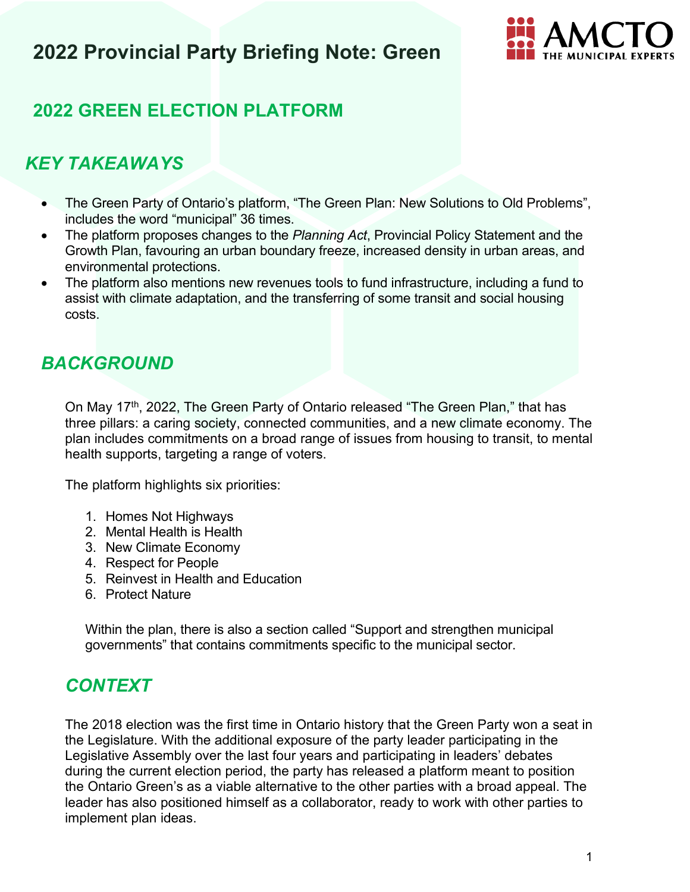# 2022 Provincial Party Briefing Note: Green

## 2022 GREEN ELECTION PLATFORM

## *KEY TAKEAWAYS*

- The Green Party of Ontario's platform, "The Green Plan: New Solutions to Old Problems", includes the word "municipal" 36 times.
- The platform proposes changes to the *Planning Act*, Provincial Policy Statement and the Growth Plan, favouring an urban boundary freeze, increased density in urban areas, and environmental protections.
- The platform also mentions new revenues tools to fund infrastructure, including a fund to assist with climate adaptation, and the transferring of some transit and social housing costs.

## *BACKGROUND*

On May 17th, 2022, The Green Party of Ontario released "The Green Plan," that has three pillars: a caring society, connected communities, and a new climate economy. The plan includes commitments on a broad range of issues from housing to transit, to mental health supports, targeting a range of voters.

The platform highlights six priorities:

1. Homes Not Highways
2. Mental Health is Health
3. New Climate Economy
4. Respect for People
5. Reinvest in Health and Education
6. Protect Nature

Within the plan, there is also a section called "Support and strengthen municipal governments" that contains commitments specific to the municipal sector.

## *CONTEXT*

The 2018 election was the first time in Ontario history that the Green Party won a seat in the Legislature. With the additional exposure of the party leader participating in the Legislative Assembly over the last four years and participating in leaders' debates during the current election period, the party has released a platform meant to position the Ontario Green's as a viable alternative to the other parties with a broad appeal. The leader has also positioned himself as a collaborator, ready to work with other parties to implement plan ideas.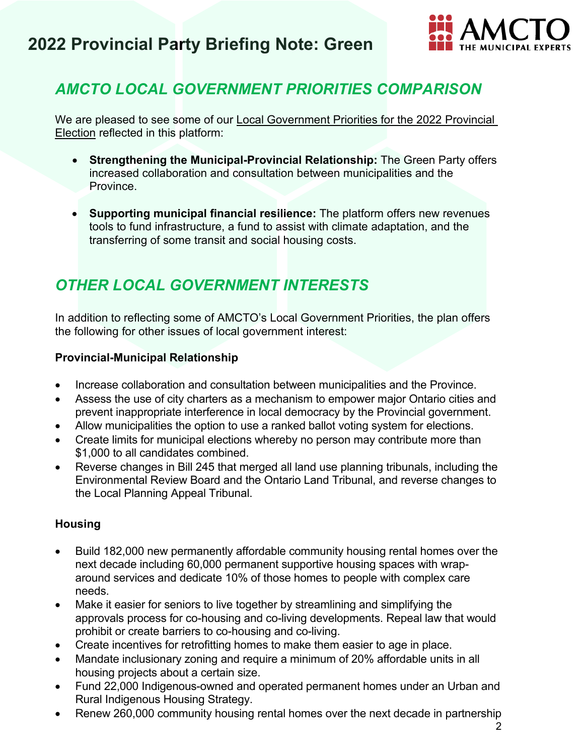# 2022 Provincial Party Briefing Note: Green

## *AMCTO LOCAL GOVERNMENT PRIORITIES COMPARISON*

We are pleased to see some of our Local Government Priorities for the 2022 Provincial Election reflected in this platform:

- **Strengthening the Municipal-Provincial Relationship:** The Green Party offers increased collaboration and consultation between municipalities and the Province.
- **Supporting municipal financial resilience:** The platform offers new revenues tools to fund infrastructure, a fund to assist with climate adaptation, and the transferring of some transit and social housing costs.

## *OTHER LOCAL GOVERNMENT INTERESTS*

In addition to reflecting some of AMCTO's Local Government Priorities, the plan offers the following for other issues of local government interest:

**Provincial-Municipal Relationship**

- Increase collaboration and consultation between municipalities and the Province.
- Assess the use of city charters as a mechanism to empower major Ontario cities and prevent inappropriate interference in local democracy by the Provincial government.
- Allow municipalities the option to use a ranked ballot voting system for elections.
- Create limits for municipal elections whereby no person may contribute more than $1,000 to all candidates combined.
- Reverse changes in Bill 245 that merged all land use planning tribunals, including the Environmental Review Board and the Ontario Land Tribunal, and reverse changes to the Local Planning Appeal Tribunal.

**Housing**

- Build 182,000 new permanently affordable community housing rental homes over the next decade including 60,000 permanent supportive housing spaces with wrap-around services and dedicate 10% of those homes to people with complex care needs.
- Make it easier for seniors to live together by streamlining and simplifying the approvals process for co-housing and co-living developments. Repeal law that would prohibit or create barriers to co-housing and co-living.
- Create incentives for retrofitting homes to make them easier to age in place.
- Mandate inclusionary zoning and require a minimum of 20% affordable units in all housing projects about a certain size.
- Fund 22,000 Indigenous-owned and operated permanent homes under an Urban and Rural Indigenous Housing Strategy.
- Renew 260,000 community housing rental homes over the next decade in partnership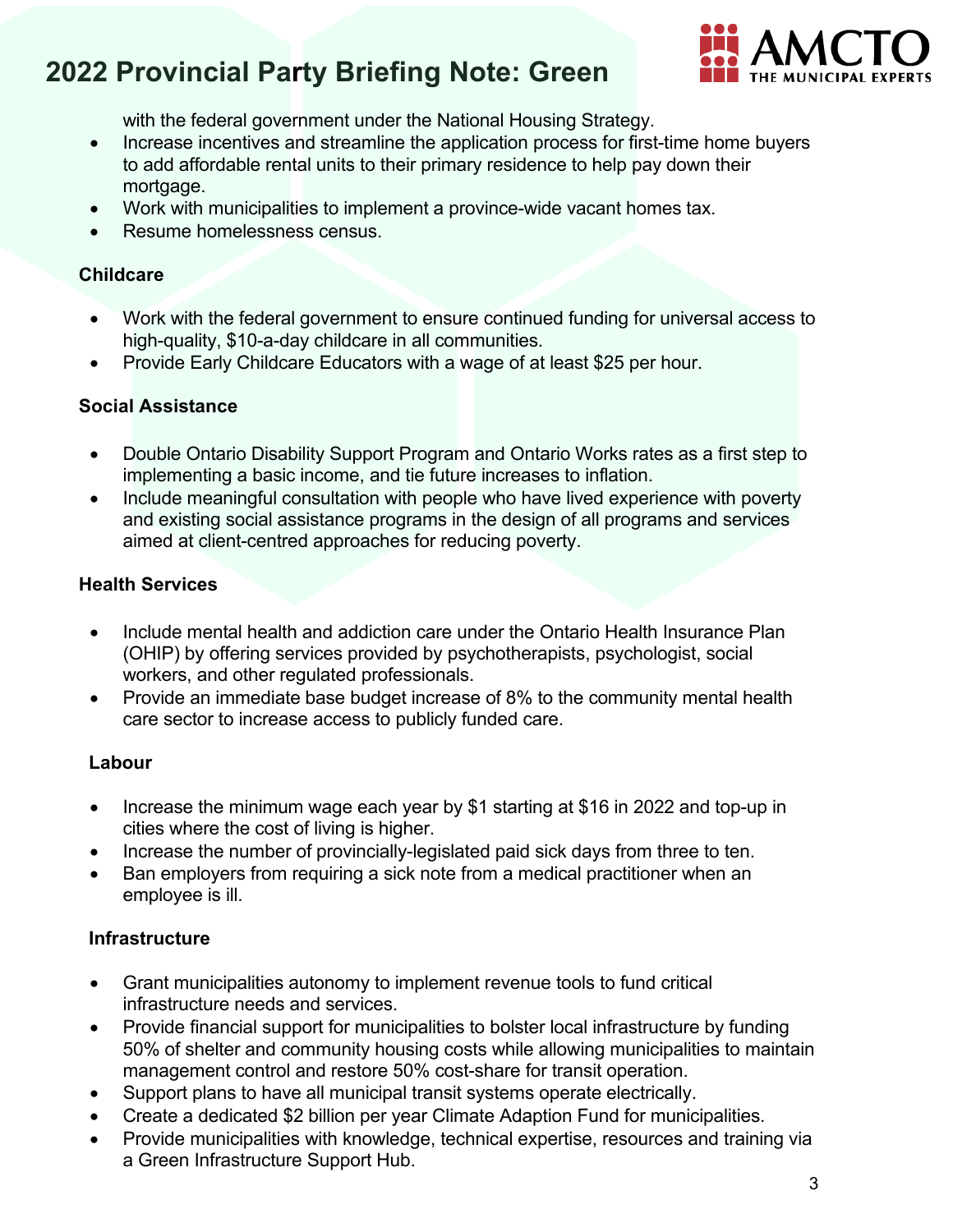with the federal government under the National Housing Strategy.

- Increase incentives and streamline the application process for first-time home buyers to add affordable rental units to their primary residence to help pay down their mortgage.
- Work with municipalities to implement a province-wide vacant homes tax.
- Resume homelessness census.

### Childcare

- Work with the federal government to ensure continued funding for universal access to high-quality, $10-a-day childcare in all communities.
- Provide Early Childcare Educators with a wage of at least $25 per hour.

### Social Assistance

- Double Ontario Disability Support Program and Ontario Works rates as a first step to implementing a basic income, and tie future increases to inflation.
- Include meaningful consultation with people who have lived experience with poverty and existing social assistance programs in the design of all programs and services aimed at client-centred approaches for reducing poverty.

### Health Services

- Include mental health and addiction care under the Ontario Health Insurance Plan (OHIP) by offering services provided by psychotherapists, psychologist, social workers, and other regulated professionals.
- Provide an immediate base budget increase of 8% to the community mental health care sector to increase access to publicly funded care.

### Labour

- Increase the minimum wage each year by $1 starting at $16 in 2022 and top-up in cities where the cost of living is higher.
- Increase the number of provincially-legislated paid sick days from three to ten.
- Ban employers from requiring a sick note from a medical practitioner when an employee is ill.

### Infrastructure

- Grant municipalities autonomy to implement revenue tools to fund critical infrastructure needs and services.
- Provide financial support for municipalities to bolster local infrastructure by funding 50% of shelter and community housing costs while allowing municipalities to maintain management control and restore 50% cost-share for transit operation.
- Support plans to have all municipal transit systems operate electrically.
- Create a dedicated $2 billion per year Climate Adaption Fund for municipalities.
- Provide municipalities with knowledge, technical expertise, resources and training via a Green Infrastructure Support Hub.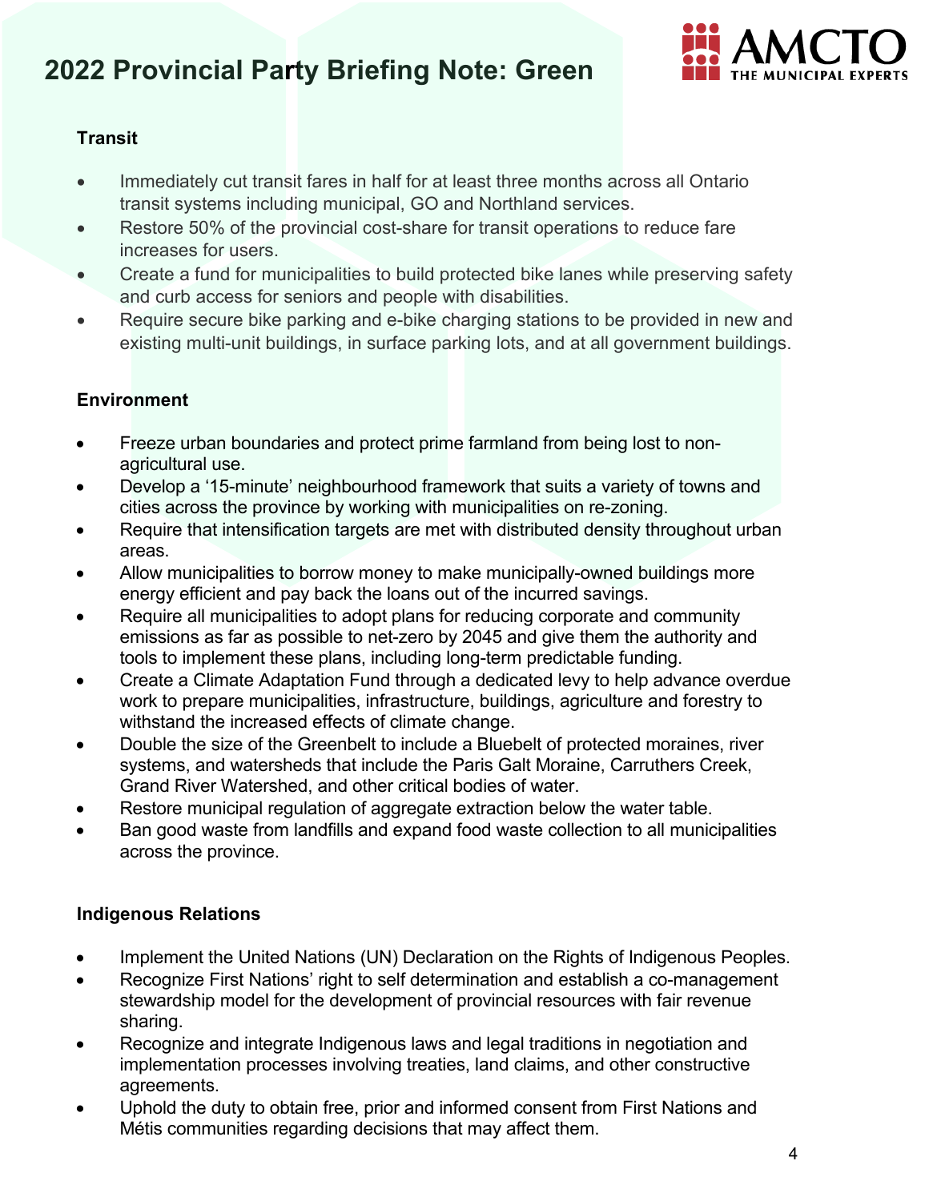# 2022 Provincial Party Briefing Note: Green

### Transit

- Immediately cut transit fares in half for at least three months across all Ontario transit systems including municipal, GO and Northland services.
- Restore 50% of the provincial cost-share for transit operations to reduce fare increases for users.
- Create a fund for municipalities to build protected bike lanes while preserving safety and curb access for seniors and people with disabilities.
- Require secure bike parking and e-bike charging stations to be provided in new and existing multi-unit buildings, in surface parking lots, and at all government buildings.

### Environment

- Freeze urban boundaries and protect prime farmland from being lost to non-agricultural use.
- Develop a '15-minute' neighbourhood framework that suits a variety of towns and cities across the province by working with municipalities on re-zoning.
- Require that intensification targets are met with distributed density throughout urban areas.
- Allow municipalities to borrow money to make municipally-owned buildings more energy efficient and pay back the loans out of the incurred savings.
- Require all municipalities to adopt plans for reducing corporate and community emissions as far as possible to net-zero by 2045 and give them the authority and tools to implement these plans, including long-term predictable funding.
- Create a Climate Adaptation Fund through a dedicated levy to help advance overdue work to prepare municipalities, infrastructure, buildings, agriculture and forestry to withstand the increased effects of climate change.
- Double the size of the Greenbelt to include a Bluebelt of protected moraines, river systems, and watersheds that include the Paris Galt Moraine, Carruthers Creek, Grand River Watershed, and other critical bodies of water.
- Restore municipal regulation of aggregate extraction below the water table.
- Ban good waste from landfills and expand food waste collection to all municipalities across the province.

### Indigenous Relations

- Implement the United Nations (UN) Declaration on the Rights of Indigenous Peoples.
- Recognize First Nations' right to self determination and establish a co-management stewardship model for the development of provincial resources with fair revenue sharing.
- Recognize and integrate Indigenous laws and legal traditions in negotiation and implementation processes involving treaties, land claims, and other constructive agreements.
- Uphold the duty to obtain free, prior and informed consent from First Nations and Métis communities regarding decisions that may affect them.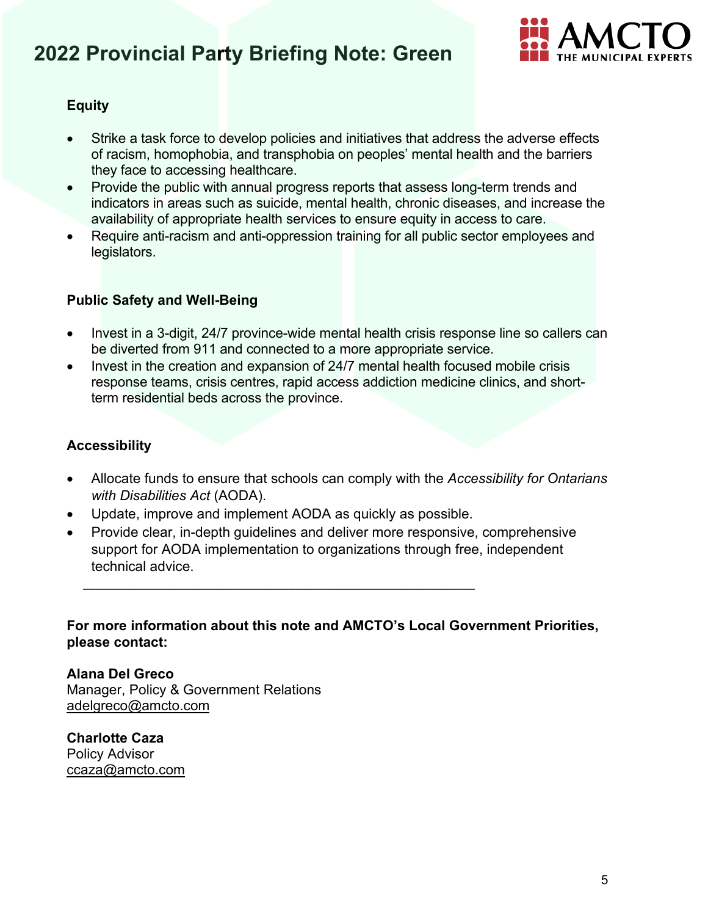## Equity

- Strike a task force to develop policies and initiatives that address the adverse effects of racism, homophobia, and transphobia on peoples' mental health and the barriers they face to accessing healthcare.
- Provide the public with annual progress reports that assess long-term trends and indicators in areas such as suicide, mental health, chronic diseases, and increase the availability of appropriate health services to ensure equity in access to care.
- Require anti-racism and anti-oppression training for all public sector employees and legislators.

## Public Safety and Well-Being

- Invest in a 3-digit, 24/7 province-wide mental health crisis response line so callers can be diverted from 911 and connected to a more appropriate service.
- Invest in the creation and expansion of 24/7 mental health focused mobile crisis response teams, crisis centres, rapid access addiction medicine clinics, and short-term residential beds across the province.

## Accessibility

- Allocate funds to ensure that schools can comply with the *Accessibility for Ontarians with Disabilities Act* (AODA).
- Update, improve and implement AODA as quickly as possible.
- Provide clear, in-depth guidelines and deliver more responsive, comprehensive support for AODA implementation to organizations through free, independent technical advice.

---

**For more information about this note and AMCTO's Local Government Priorities, please contact:**

**Alana Del Greco**
Manager, Policy & Government Relations
adelgreco@amcto.com

**Charlotte Caza**
Policy Advisor
ccaza@amcto.com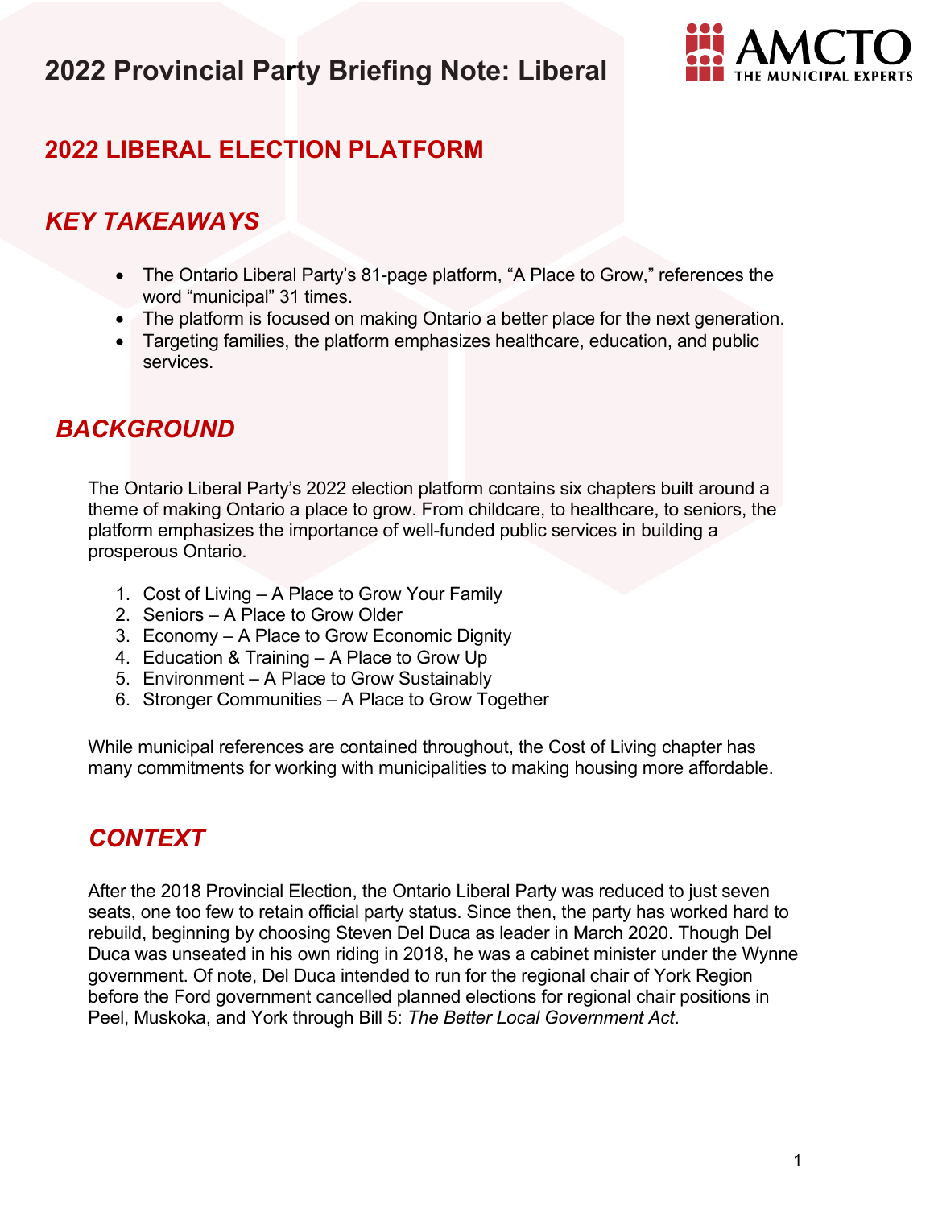# 2022 Provincial Party Briefing Note: Liberal

## 2022 LIBERAL ELECTION PLATFORM

### *KEY TAKEAWAYS*

- The Ontario Liberal Party's 81-page platform, "A Place to Grow," references the word "municipal" 31 times.
- The platform is focused on making Ontario a better place for the next generation.
- Targeting families, the platform emphasizes healthcare, education, and public services.

### *BACKGROUND*

The Ontario Liberal Party's 2022 election platform contains six chapters built around a theme of making Ontario a place to grow. From childcare, to healthcare, to seniors, the platform emphasizes the importance of well-funded public services in building a prosperous Ontario.

1. Cost of Living – A Place to Grow Your Family
2. Seniors – A Place to Grow Older
3. Economy – A Place to Grow Economic Dignity
4. Education & Training – A Place to Grow Up
5. Environment – A Place to Grow Sustainably
6. Stronger Communities – A Place to Grow Together

While municipal references are contained throughout, the Cost of Living chapter has many commitments for working with municipalities to making housing more affordable.

### *CONTEXT*

After the 2018 Provincial Election, the Ontario Liberal Party was reduced to just seven seats, one too few to retain official party status. Since then, the party has worked hard to rebuild, beginning by choosing Steven Del Duca as leader in March 2020. Though Del Duca was unseated in his own riding in 2018, he was a cabinet minister under the Wynne government. Of note, Del Duca intended to run for the regional chair of York Region before the Ford government cancelled planned elections for regional chair positions in Peel, Muskoka, and York through Bill 5: *The Better Local Government Act*.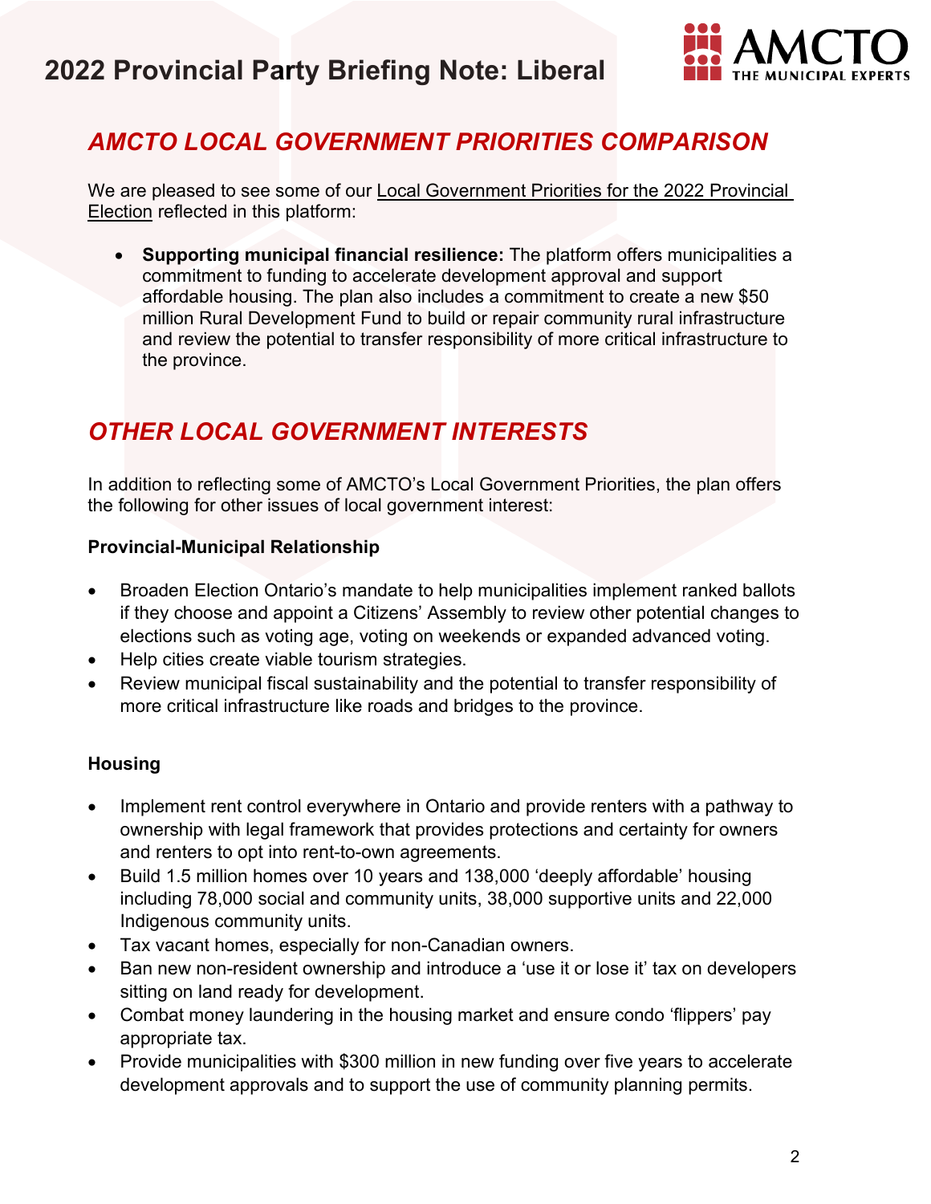# 2022 Provincial Party Briefing Note: Liberal

## *AMCTO LOCAL GOVERNMENT PRIORITIES COMPARISON*

We are pleased to see some of our Local Government Priorities for the 2022 Provincial Election reflected in this platform:

- **Supporting municipal financial resilience:** The platform offers municipalities a commitment to funding to accelerate development approval and support affordable housing. The plan also includes a commitment to create a new $50 million Rural Development Fund to build or repair community rural infrastructure and review the potential to transfer responsibility of more critical infrastructure to the province.

## *OTHER LOCAL GOVERNMENT INTERESTS*

In addition to reflecting some of AMCTO's Local Government Priorities, the plan offers the following for other issues of local government interest:

**Provincial-Municipal Relationship**

- Broaden Election Ontario's mandate to help municipalities implement ranked ballots if they choose and appoint a Citizens' Assembly to review other potential changes to elections such as voting age, voting on weekends or expanded advanced voting.
- Help cities create viable tourism strategies.
- Review municipal fiscal sustainability and the potential to transfer responsibility of more critical infrastructure like roads and bridges to the province.

**Housing**

- Implement rent control everywhere in Ontario and provide renters with a pathway to ownership with legal framework that provides protections and certainty for owners and renters to opt into rent-to-own agreements.
- Build 1.5 million homes over 10 years and 138,000 'deeply affordable' housing including 78,000 social and community units, 38,000 supportive units and 22,000 Indigenous community units.
- Tax vacant homes, especially for non-Canadian owners.
- Ban new non-resident ownership and introduce a 'use it or lose it' tax on developers sitting on land ready for development.
- Combat money laundering in the housing market and ensure condo 'flippers' pay appropriate tax.
- Provide municipalities with $300 million in new funding over five years to accelerate development approvals and to support the use of community planning permits.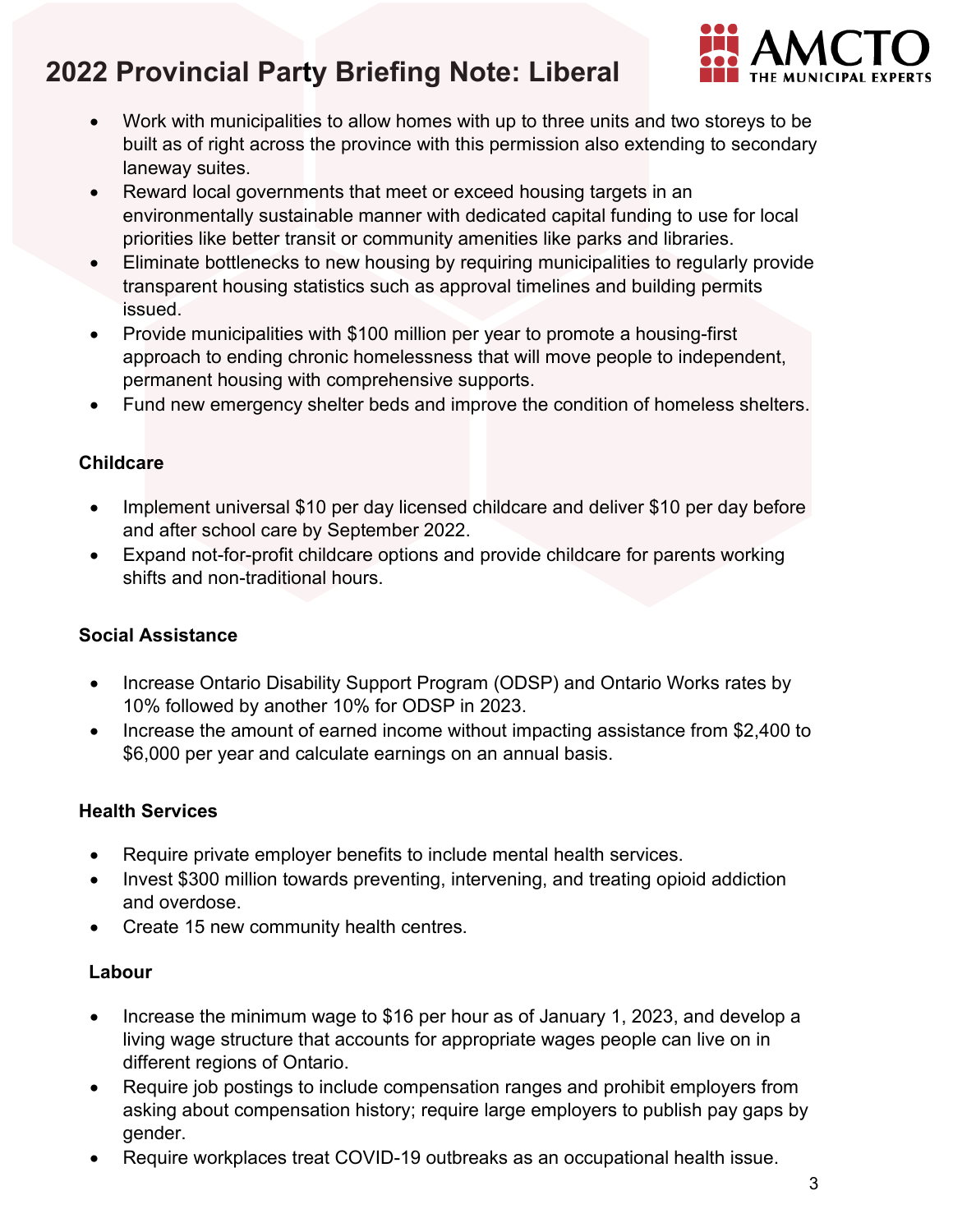- Work with municipalities to allow homes with up to three units and two storeys to be built as of right across the province with this permission also extending to secondary laneway suites.
- Reward local governments that meet or exceed housing targets in an environmentally sustainable manner with dedicated capital funding to use for local priorities like better transit or community amenities like parks and libraries.
- Eliminate bottlenecks to new housing by requiring municipalities to regularly provide transparent housing statistics such as approval timelines and building permits issued.
- Provide municipalities with $100 million per year to promote a housing-first approach to ending chronic homelessness that will move people to independent, permanent housing with comprehensive supports.
- Fund new emergency shelter beds and improve the condition of homeless shelters.

**Childcare**

- Implement universal $10 per day licensed childcare and deliver $10 per day before and after school care by September 2022.
- Expand not-for-profit childcare options and provide childcare for parents working shifts and non-traditional hours.

**Social Assistance**

- Increase Ontario Disability Support Program (ODSP) and Ontario Works rates by 10% followed by another 10% for ODSP in 2023.
- Increase the amount of earned income without impacting assistance from $2,400 to $6,000 per year and calculate earnings on an annual basis.

**Health Services**

- Require private employer benefits to include mental health services.
- Invest $300 million towards preventing, intervening, and treating opioid addiction and overdose.
- Create 15 new community health centres.

**Labour**

- Increase the minimum wage to $16 per hour as of January 1, 2023, and develop a living wage structure that accounts for appropriate wages people can live on in different regions of Ontario.
- Require job postings to include compensation ranges and prohibit employers from asking about compensation history; require large employers to publish pay gaps by gender.
- Require workplaces treat COVID-19 outbreaks as an occupational health issue.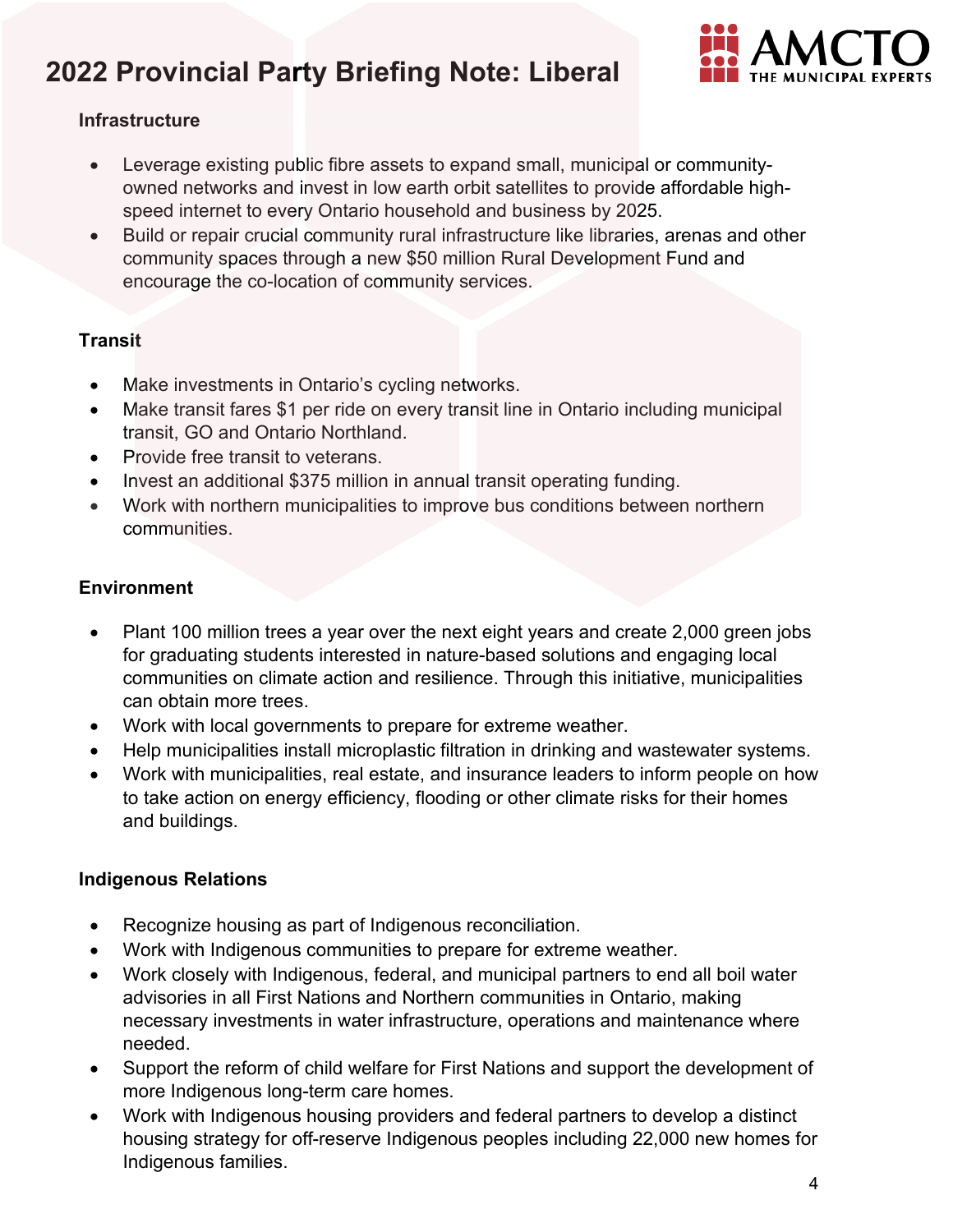# 2022 Provincial Party Briefing Note: Liberal

### Infrastructure

- Leverage existing public fibre assets to expand small, municipal or community-owned networks and invest in low earth orbit satellites to provide affordable high-speed internet to every Ontario household and business by 2025.
- Build or repair crucial community rural infrastructure like libraries, arenas and other community spaces through a new $50 million Rural Development Fund and encourage the co-location of community services.

### Transit

- Make investments in Ontario's cycling networks.
- Make transit fares $1 per ride on every transit line in Ontario including municipal transit, GO and Ontario Northland.
- Provide free transit to veterans.
- Invest an additional $375 million in annual transit operating funding.
- Work with northern municipalities to improve bus conditions between northern communities.

### Environment

- Plant 100 million trees a year over the next eight years and create 2,000 green jobs for graduating students interested in nature-based solutions and engaging local communities on climate action and resilience. Through this initiative, municipalities can obtain more trees.
- Work with local governments to prepare for extreme weather.
- Help municipalities install microplastic filtration in drinking and wastewater systems.
- Work with municipalities, real estate, and insurance leaders to inform people on how to take action on energy efficiency, flooding or other climate risks for their homes and buildings.

### Indigenous Relations

- Recognize housing as part of Indigenous reconciliation.
- Work with Indigenous communities to prepare for extreme weather.
- Work closely with Indigenous, federal, and municipal partners to end all boil water advisories in all First Nations and Northern communities in Ontario, making necessary investments in water infrastructure, operations and maintenance where needed.
- Support the reform of child welfare for First Nations and support the development of more Indigenous long-term care homes.
- Work with Indigenous housing providers and federal partners to develop a distinct housing strategy for off-reserve Indigenous peoples including 22,000 new homes for Indigenous families.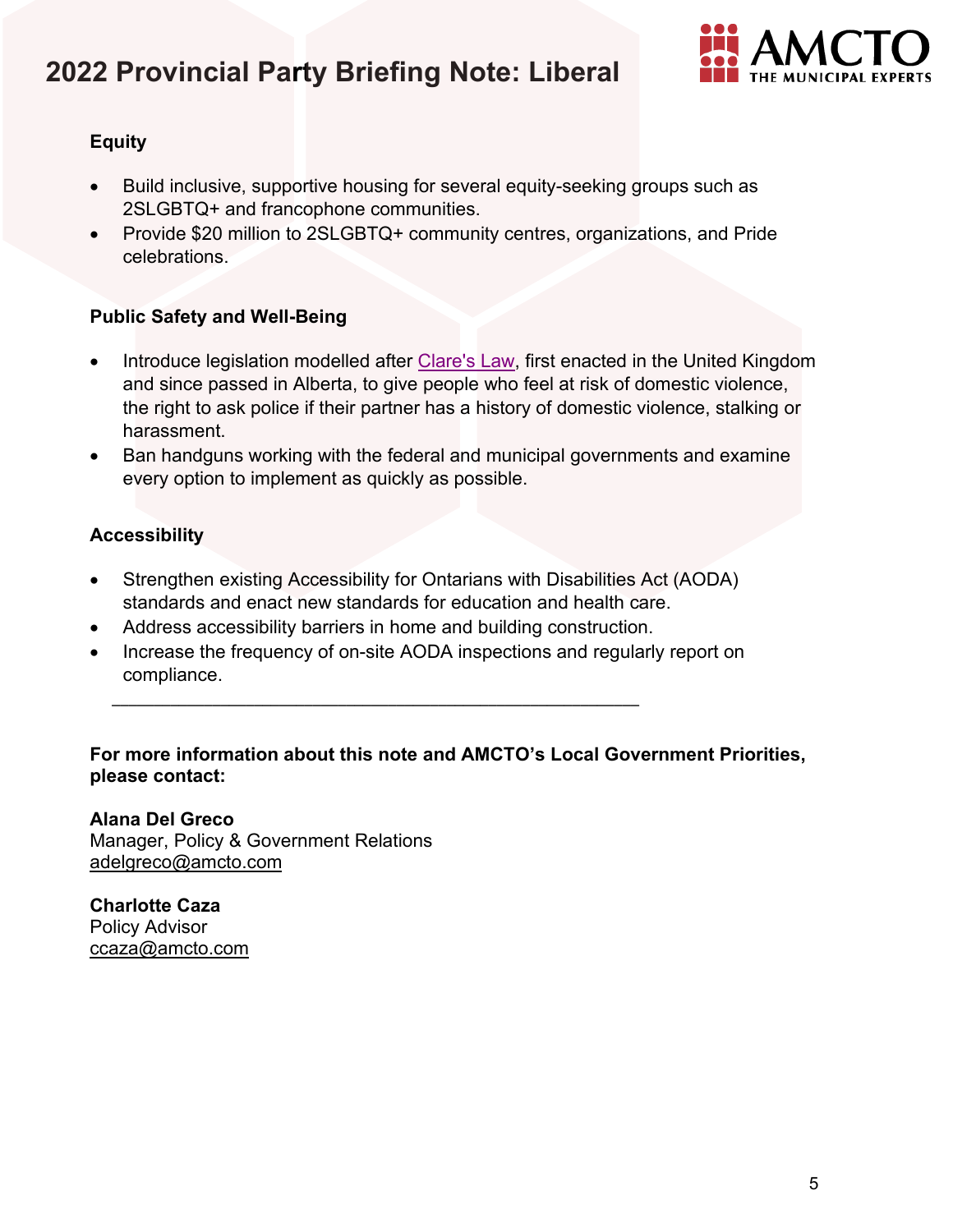## Equity

- Build inclusive, supportive housing for several equity-seeking groups such as 2SLGBTQ+ and francophone communities.
- Provide $20 million to 2SLGBTQ+ community centres, organizations, and Pride celebrations.

## Public Safety and Well-Being

- Introduce legislation modelled after Clare's Law, first enacted in the United Kingdom and since passed in Alberta, to give people who feel at risk of domestic violence, the right to ask police if their partner has a history of domestic violence, stalking or harassment.
- Ban handguns working with the federal and municipal governments and examine every option to implement as quickly as possible.

## Accessibility

- Strengthen existing Accessibility for Ontarians with Disabilities Act (AODA) standards and enact new standards for education and health care.
- Address accessibility barriers in home and building construction.
- Increase the frequency of on-site AODA inspections and regularly report on compliance.

---

**For more information about this note and AMCTO's Local Government Priorities, please contact:**

**Alana Del Greco**
Manager, Policy & Government Relations
adelgreco@amcto.com

**Charlotte Caza**
Policy Advisor
ccaza@amcto.com